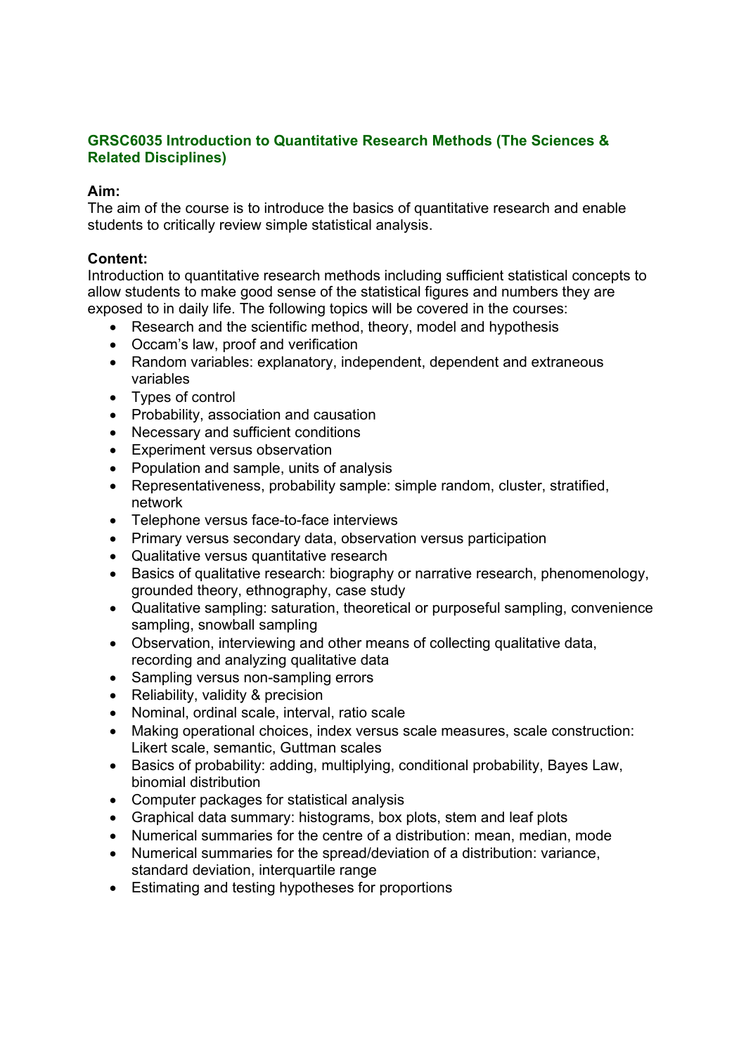## GRSC6035 Introduction to Quantitative Research Methods (The Sciences & Related Disciplines)

**Aim:**
The aim of the course is to introduce the basics of quantitative research and enable students to critically review simple statistical analysis.

**Content:**
Introduction to quantitative research methods including sufficient statistical concepts to allow students to make good sense of the statistical figures and numbers they are exposed to in daily life. The following topics will be covered in the courses:

- Research and the scientific method, theory, model and hypothesis
- Occam's law, proof and verification
- Random variables: explanatory, independent, dependent and extraneous variables
- Types of control
- Probability, association and causation
- Necessary and sufficient conditions
- Experiment versus observation
- Population and sample, units of analysis
- Representativeness, probability sample: simple random, cluster, stratified, network
- Telephone versus face-to-face interviews
- Primary versus secondary data, observation versus participation
- Qualitative versus quantitative research
- Basics of qualitative research: biography or narrative research, phenomenology, grounded theory, ethnography, case study
- Qualitative sampling: saturation, theoretical or purposeful sampling, convenience sampling, snowball sampling
- Observation, interviewing and other means of collecting qualitative data, recording and analyzing qualitative data
- Sampling versus non-sampling errors
- Reliability, validity & precision
- Nominal, ordinal scale, interval, ratio scale
- Making operational choices, index versus scale measures, scale construction: Likert scale, semantic, Guttman scales
- Basics of probability: adding, multiplying, conditional probability, Bayes Law, binomial distribution
- Computer packages for statistical analysis
- Graphical data summary: histograms, box plots, stem and leaf plots
- Numerical summaries for the centre of a distribution: mean, median, mode
- Numerical summaries for the spread/deviation of a distribution: variance, standard deviation, interquartile range
- Estimating and testing hypotheses for proportions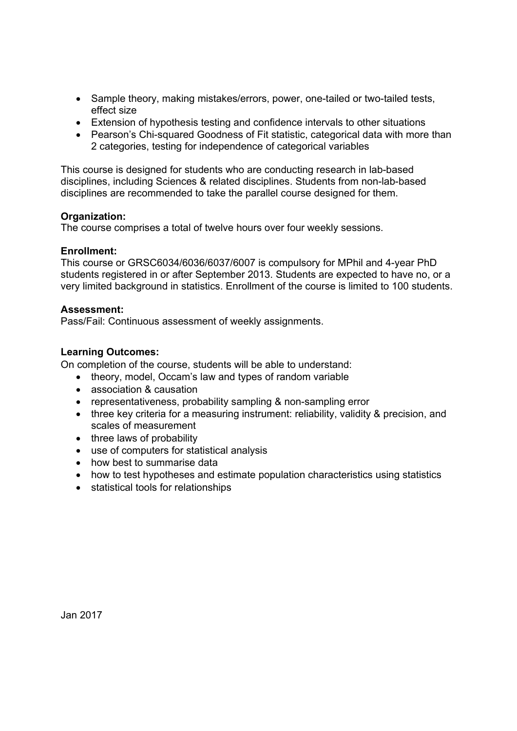- Sample theory, making mistakes/errors, power, one-tailed or two-tailed tests, effect size
- Extension of hypothesis testing and confidence intervals to other situations
- Pearson's Chi-squared Goodness of Fit statistic, categorical data with more than 2 categories, testing for independence of categorical variables

This course is designed for students who are conducting research in lab-based disciplines, including Sciences & related disciplines. Students from non-lab-based disciplines are recommended to take the parallel course designed for them.

**Organization:**
The course comprises a total of twelve hours over four weekly sessions.

**Enrollment:**
This course or GRSC6034/6036/6037/6007 is compulsory for MPhil and 4-year PhD students registered in or after September 2013. Students are expected to have no, or a very limited background in statistics. Enrollment of the course is limited to 100 students.

**Assessment:**
Pass/Fail: Continuous assessment of weekly assignments.

**Learning Outcomes:**
On completion of the course, students will be able to understand:

- theory, model, Occam's law and types of random variable
- association & causation
- representativeness, probability sampling & non-sampling error
- three key criteria for a measuring instrument: reliability, validity & precision, and scales of measurement
- three laws of probability
- use of computers for statistical analysis
- how best to summarise data
- how to test hypotheses and estimate population characteristics using statistics
- statistical tools for relationships

Jan 2017